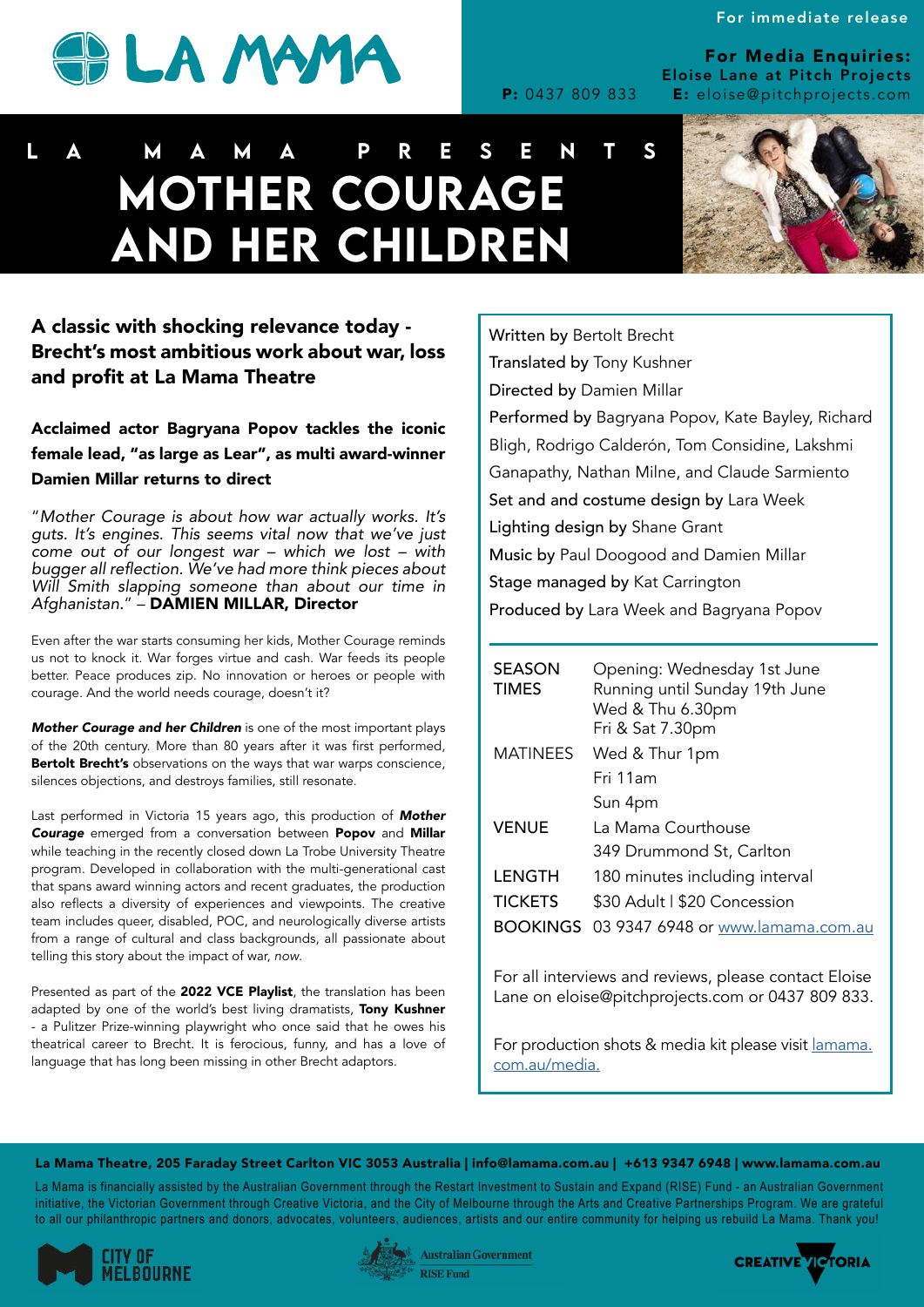LA MAMA

For immediate release

**For Media Enquiries:**
**Eloise Lane at Pitch Projects**
**P:** 0437 809 833 **E:** eloise@pitchprojects.com

L A M A M A P R E S E N T S

# MOTHER COURAGE AND HER CHILDREN

## A classic with shocking relevance today - Brecht's most ambitious work about war, loss and profit at La Mama Theatre

### Acclaimed actor Bagryana Popov tackles the iconic female lead, "as large as Lear", as multi award-winner Damien Millar returns to direct

"*Mother Courage is about how war actually works. It's guts. It's engines. This seems vital now that we've just come out of our longest war – which we lost – with bugger all reflection. We've had more think pieces about Will Smith slapping someone than about our time in Afghanistan.*" – **DAMIEN MILLAR, Director**

Even after the war starts consuming her kids, Mother Courage reminds us not to knock it. War forges virtue and cash. War feeds its people better. Peace produces zip. No innovation or heroes or people with courage. And the world needs courage, doesn't it?

***Mother Courage and her Children*** is one of the most important plays of the 20th century. More than 80 years after it was first performed, **Bertolt Brecht's** observations on the ways that war warps conscience, silences objections, and destroys families, still resonate.

Last performed in Victoria 15 years ago, this production of ***Mother Courage*** emerged from a conversation between **Popov** and **Millar** while teaching in the recently closed down La Trobe University Theatre program. Developed in collaboration with the multi-generational cast that spans award winning actors and recent graduates, the production also reflects a diversity of experiences and viewpoints. The creative team includes queer, disabled, POC, and neurologically diverse artists from a range of cultural and class backgrounds, all passionate about telling this story about the impact of war, *now*.

Presented as part of the **2022 VCE Playlist**, the translation has been adapted by one of the world's best living dramatists, **Tony Kushner** - a Pulitzer Prize-winning playwright who once said that he owes his theatrical career to Brecht. It is ferocious, funny, and has a love of language that has long been missing in other Brecht adaptors.

Written by Bertolt Brecht
Translated by Tony Kushner
Directed by Damien Millar
Performed by Bagryana Popov, Kate Bayley, Richard Bligh, Rodrigo Calderón, Tom Considine, Lakshmi Ganapathy, Nathan Milne, and Claude Sarmiento
Set and and costume design by Lara Week
Lighting design by Shane Grant
Music by Paul Doogood and Damien Millar
Stage managed by Kat Carrington
Produced by Lara Week and Bagryana Popov

| | |
|---|---|
| SEASON TIMES | Opening: Wednesday 1st June<br>Running until Sunday 19th June<br>Wed & Thu 6.30pm<br>Fri & Sat 7.30pm |
| MATINEES | Wed & Thur 1pm<br>Fri 11am<br>Sun 4pm |
| VENUE | La Mama Courthouse<br>349 Drummond St, Carlton |
| LENGTH | 180 minutes including interval |
| TICKETS | $30 Adult I $20 Concession |
| BOOKINGS | 03 9347 6948 or www.lamama.com.au |

For all interviews and reviews, please contact Eloise Lane on eloise@pitchprojects.com or 0437 809 833.

For production shots & media kit please visit lamama.com.au/media.

**La Mama Theatre, 205 Faraday Street Carlton VIC 3053 Australia | info@lamama.com.au | +613 9347 6948 | www.lamama.com.au**

La Mama is financially assisted by the Australian Government through the Restart Investment to Sustain and Expand (RISE) Fund - an Australian Government initiative, the Victorian Government through Creative Victoria, and the City of Melbourne through the Arts and Creative Partnerships Program. We are grateful to all our philanthropic partners and donors, advocates, volunteers, audiences, artists and our entire community for helping us rebuild La Mama. Thank you!

CITY OF MELBOURNE | Australian Government RISE Fund | CREATIVE VICTORIA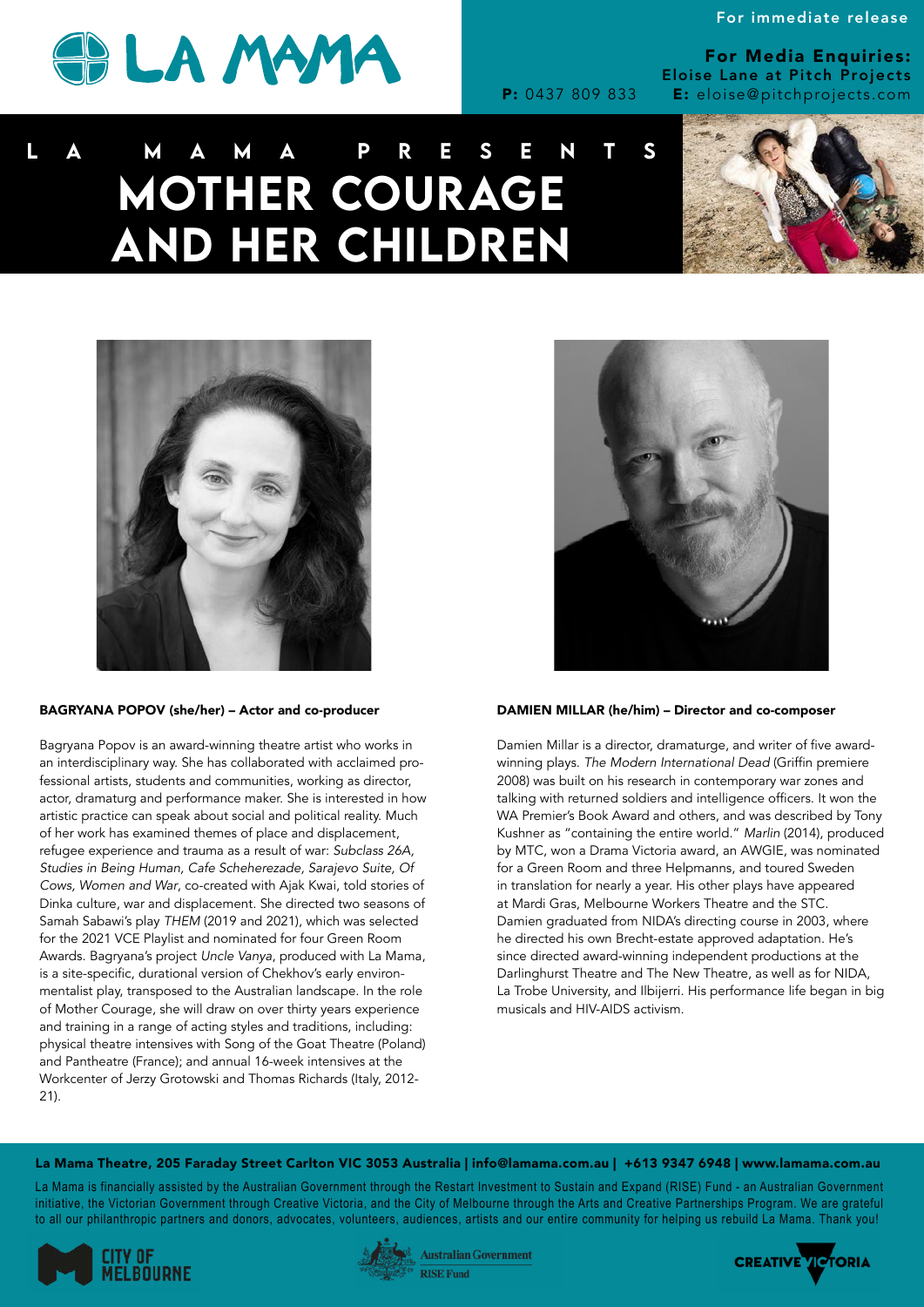For immediate release

**For Media Enquiries:**
Eloise Lane at Pitch Projects
**P:** 0437 809 833 **E:** eloise@pitchprojects.com

# LA MAMA PRESENTS
# MOTHER COURAGE AND HER CHILDREN

**BAGRYANA POPOV (she/her) – Actor and co-producer**

Bagryana Popov is an award-winning theatre artist who works in an interdisciplinary way. She has collaborated with acclaimed professional artists, students and communities, working as director, actor, dramaturg and performance maker. She is interested in how artistic practice can speak about social and political reality. Much of her work has examined themes of place and displacement, refugee experience and trauma as a result of war: *Subclass 26A, Studies in Being Human, Cafe Scheherezade, Sarajevo Suite, Of Cows, Women and War*, co-created with Ajak Kwai, told stories of Dinka culture, war and displacement. She directed two seasons of Samah Sabawi's play *THEM* (2019 and 2021), which was selected for the 2021 VCE Playlist and nominated for four Green Room Awards. Bagryana's project *Uncle Vanya*, produced with La Mama, is a site-specific, durational version of Chekhov's early environmentalist play, transposed to the Australian landscape. In the role of Mother Courage, she will draw on over thirty years experience and training in a range of acting styles and traditions, including: physical theatre intensives with Song of the Goat Theatre (Poland) and Pantheatre (France); and annual 16-week intensives at the Workcenter of Jerzy Grotowski and Thomas Richards (Italy, 2012-21).

**DAMIEN MILLAR (he/him) – Director and co-composer**

Damien Millar is a director, dramaturge, and writer of five award-winning plays. *The Modern International Dead* (Griffin premiere 2008) was built on his research in contemporary war zones and talking with returned soldiers and intelligence officers. It won the WA Premier's Book Award and others, and was described by Tony Kushner as "containing the entire world." *Marlin* (2014), produced by MTC, won a Drama Victoria award, an AWGIE, was nominated for a Green Room and three Helpmanns, and toured Sweden in translation for nearly a year. His other plays have appeared at Mardi Gras, Melbourne Workers Theatre and the STC. Damien graduated from NIDA's directing course in 2003, where he directed his own Brecht-estate approved adaptation. He's since directed award-winning independent productions at the Darlinghurst Theatre and The New Theatre, as well as for NIDA, La Trobe University, and Ilbijerri. His performance life began in big musicals and HIV-AIDS activism.

**La Mama Theatre, 205 Faraday Street Carlton VIC 3053 Australia | info@lamama.com.au | +613 9347 6948 | www.lamama.com.au**

La Mama is financially assisted by the Australian Government through the Restart Investment to Sustain and Expand (RISE) Fund - an Australian Government initiative, the Victorian Government through Creative Victoria, and the City of Melbourne through the Arts and Creative Partnerships Program. We are grateful to all our philanthropic partners and donors, advocates, volunteers, audiences, artists and our entire community for helping us rebuild La Mama. Thank you!